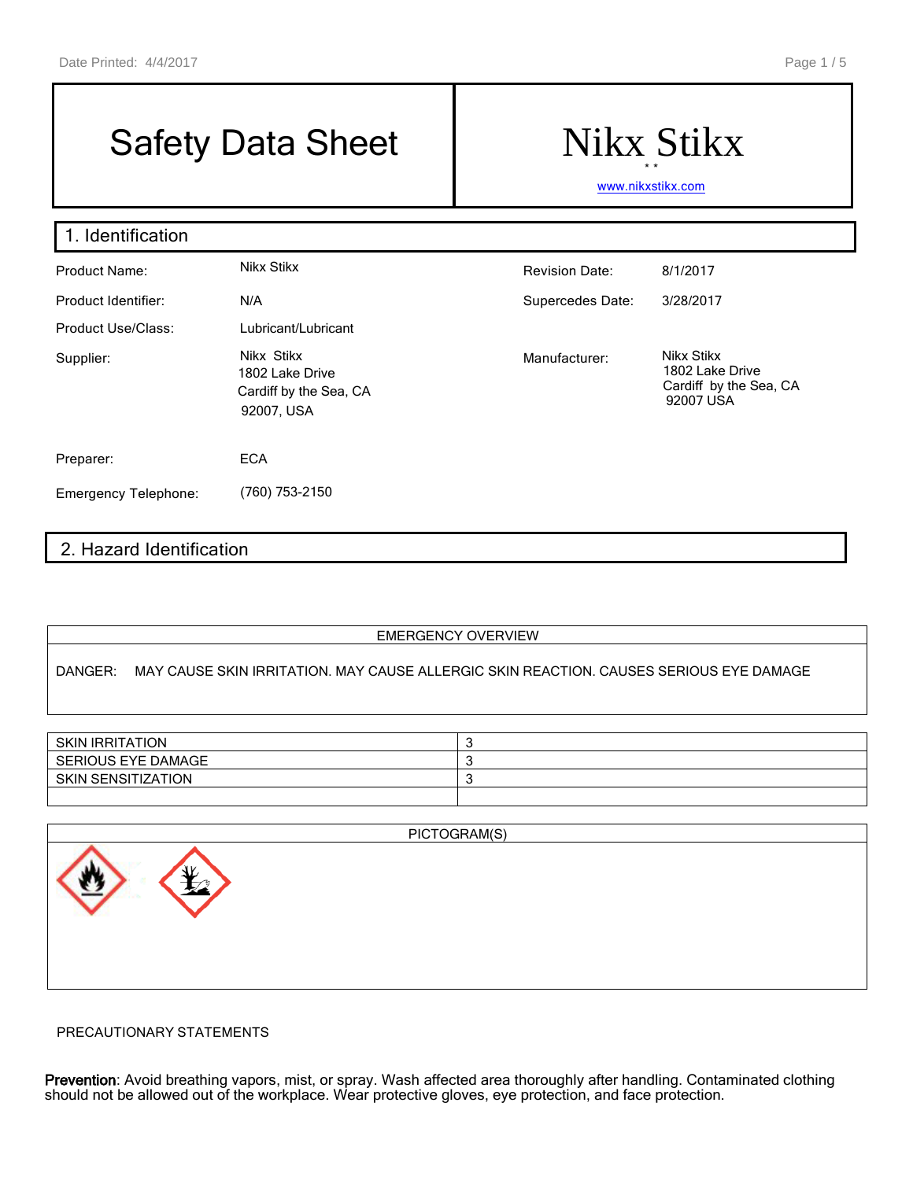# Safety Data Sheet

# Nikx Stikx

www.nikxstikx.com

## 1. Identification

| | | | |
|---|---|---|---|
| Product Name: | Nikx Stikx | Revision Date: | 8/1/2017 |
| Product Identifier: | N/A | Supercedes Date: | 3/28/2017 |
| Product Use/Class: | Lubricant/Lubricant | | |
| Supplier: | Nikx Stikx<br>1802 Lake Drive<br>Cardiff by the Sea, CA<br>92007, USA | Manufacturer: | Nikx Stikx<br>1802 Lake Drive<br>Cardiff by the Sea, CA<br>92007 USA |
| Preparer: | ECA | | |
| Emergency Telephone: | (760) 753-2150 | | |

## 2. Hazard Identification

| EMERGENCY OVERVIEW |
|---|
| DANGER: MAY CAUSE SKIN IRRITATION. MAY CAUSE ALLERGIC SKIN REACTION. CAUSES SERIOUS EYE DAMAGE |

| | |
|---|---|
| SKIN IRRITATION | 3 |
| SERIOUS EYE DAMAGE | 3 |
| SKIN SENSITIZATION | 3 |
| | |

PICTOGRAM(S)

PRECAUTIONARY STATEMENTS

**Prevention**: Avoid breathing vapors, mist, or spray. Wash affected area thoroughly after handling. Contaminated clothing should not be allowed out of the workplace. Wear protective gloves, eye protection, and face protection.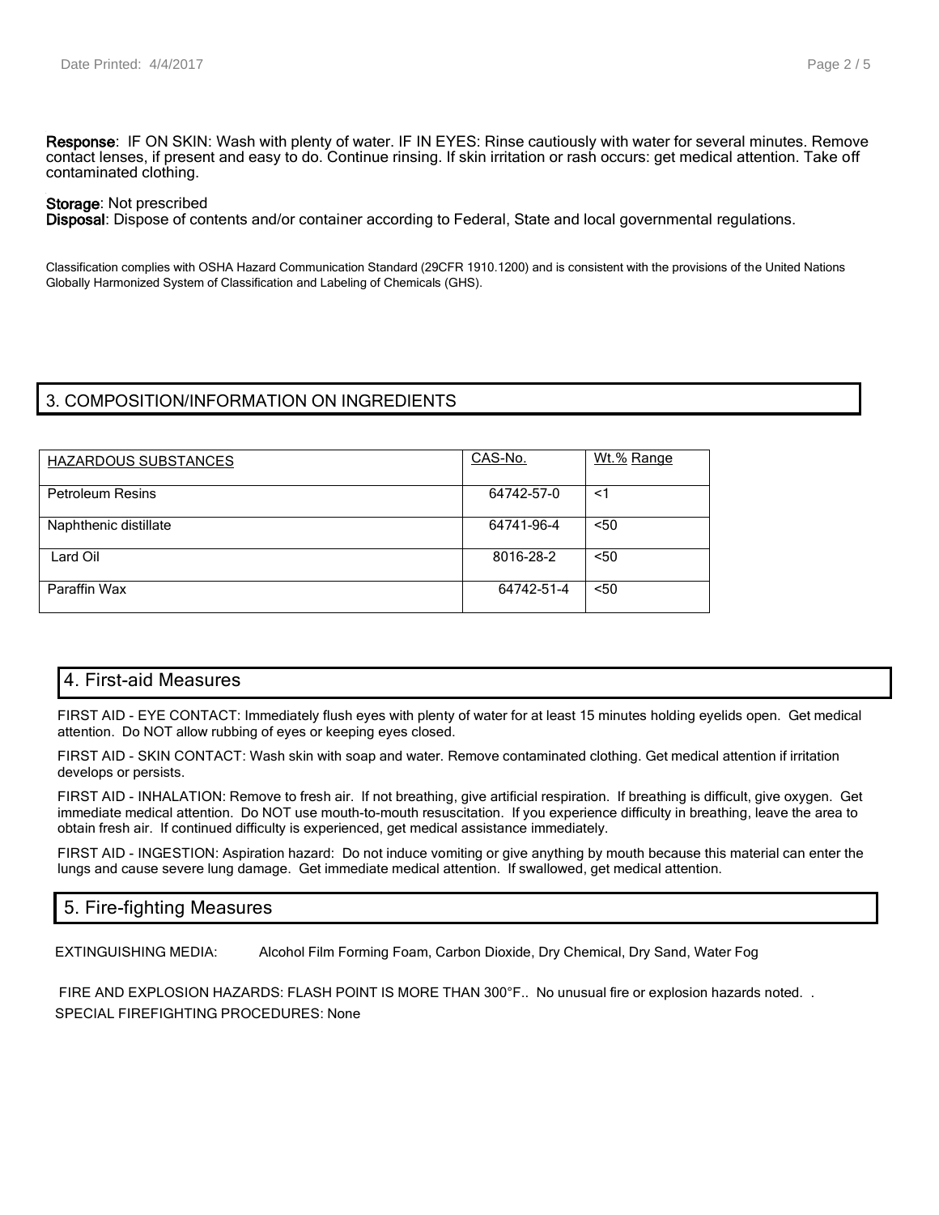**Response**: IF ON SKIN: Wash with plenty of water. IF IN EYES: Rinse cautiously with water for several minutes. Remove contact lenses, if present and easy to do. Continue rinsing. If skin irritation or rash occurs: get medical attention. Take off contaminated clothing.

**Storage**: Not prescribed
**Disposal**: Dispose of contents and/or container according to Federal, State and local governmental regulations.

Classification complies with OSHA Hazard Communication Standard (29CFR 1910.1200) and is consistent with the provisions of the United Nations Globally Harmonized System of Classification and Labeling of Chemicals (GHS).

## 3. COMPOSITION/INFORMATION ON INGREDIENTS

| HAZARDOUS SUBSTANCES | CAS-No. | Wt.% Range |
|---|---|---|
| Petroleum Resins | 64742-57-0 | <1 |
| Naphthenic distillate | 64741-96-4 | <50 |
| Lard Oil | 8016-28-2 | <50 |
| Paraffin Wax | 64742-51-4 | <50 |

## 4. First-aid Measures

FIRST AID - EYE CONTACT: Immediately flush eyes with plenty of water for at least 15 minutes holding eyelids open. Get medical attention. Do NOT allow rubbing of eyes or keeping eyes closed.

FIRST AID - SKIN CONTACT: Wash skin with soap and water. Remove contaminated clothing. Get medical attention if irritation develops or persists.

FIRST AID - INHALATION: Remove to fresh air. If not breathing, give artificial respiration. If breathing is difficult, give oxygen. Get immediate medical attention. Do NOT use mouth-to-mouth resuscitation. If you experience difficulty in breathing, leave the area to obtain fresh air. If continued difficulty is experienced, get medical assistance immediately.

FIRST AID - INGESTION: Aspiration hazard: Do not induce vomiting or give anything by mouth because this material can enter the lungs and cause severe lung damage. Get immediate medical attention. If swallowed, get medical attention.

## 5. Fire-fighting Measures

EXTINGUISHING MEDIA: Alcohol Film Forming Foam, Carbon Dioxide, Dry Chemical, Dry Sand, Water Fog

FIRE AND EXPLOSION HAZARDS: FLASH POINT IS MORE THAN 300°F.. No unusual fire or explosion hazards noted. .
SPECIAL FIREFIGHTING PROCEDURES: None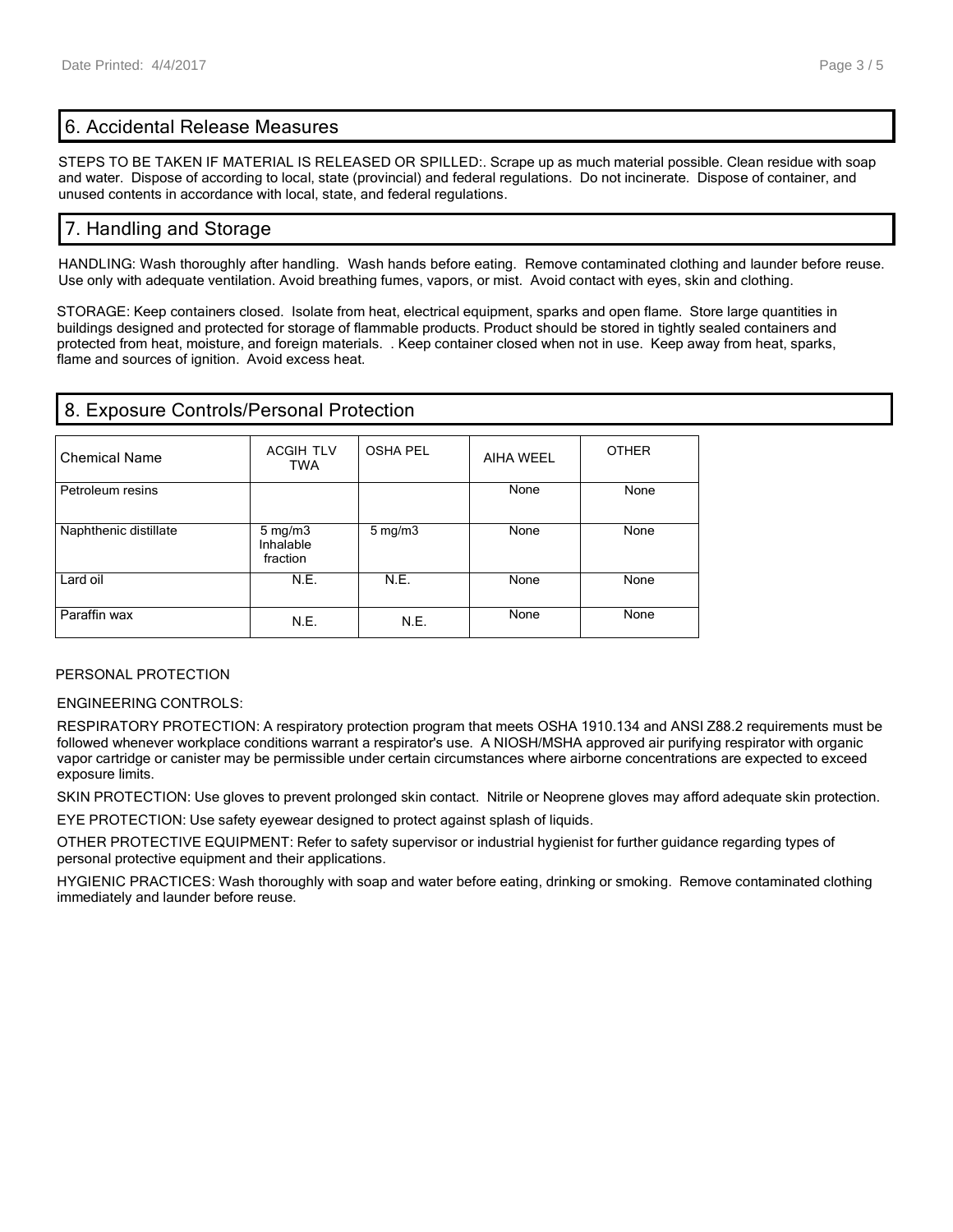## 6. Accidental Release Measures

STEPS TO BE TAKEN IF MATERIAL IS RELEASED OR SPILLED:. Scrape up as much material possible. Clean residue with soap and water. Dispose of according to local, state (provincial) and federal regulations. Do not incinerate. Dispose of container, and unused contents in accordance with local, state, and federal regulations.

## 7. Handling and Storage

HANDLING: Wash thoroughly after handling. Wash hands before eating. Remove contaminated clothing and launder before reuse. Use only with adequate ventilation. Avoid breathing fumes, vapors, or mist. Avoid contact with eyes, skin and clothing.

STORAGE: Keep containers closed. Isolate from heat, electrical equipment, sparks and open flame. Store large quantities in buildings designed and protected for storage of flammable products. Product should be stored in tightly sealed containers and protected from heat, moisture, and foreign materials. . Keep container closed when not in use. Keep away from heat, sparks, flame and sources of ignition. Avoid excess heat.

## 8. Exposure Controls/Personal Protection

| Chemical Name | ACGIH TLV TWA | OSHA PEL | AIHA WEEL | OTHER |
|---|---|---|---|---|
| Petroleum resins | | | None | None |
| Naphthenic distillate | 5 mg/m3 Inhalable fraction | 5 mg/m3 | None | None |
| Lard oil | N.E. | N.E. | None | None |
| Paraffin wax | N.E. | N.E. | None | None |

PERSONAL PROTECTION

ENGINEERING CONTROLS:

RESPIRATORY PROTECTION: A respiratory protection program that meets OSHA 1910.134 and ANSI Z88.2 requirements must be followed whenever workplace conditions warrant a respirator's use. A NIOSH/MSHA approved air purifying respirator with organic vapor cartridge or canister may be permissible under certain circumstances where airborne concentrations are expected to exceed exposure limits.

SKIN PROTECTION: Use gloves to prevent prolonged skin contact. Nitrile or Neoprene gloves may afford adequate skin protection.

EYE PROTECTION: Use safety eyewear designed to protect against splash of liquids.

OTHER PROTECTIVE EQUIPMENT: Refer to safety supervisor or industrial hygienist for further guidance regarding types of personal protective equipment and their applications.

HYGIENIC PRACTICES: Wash thoroughly with soap and water before eating, drinking or smoking. Remove contaminated clothing immediately and launder before reuse.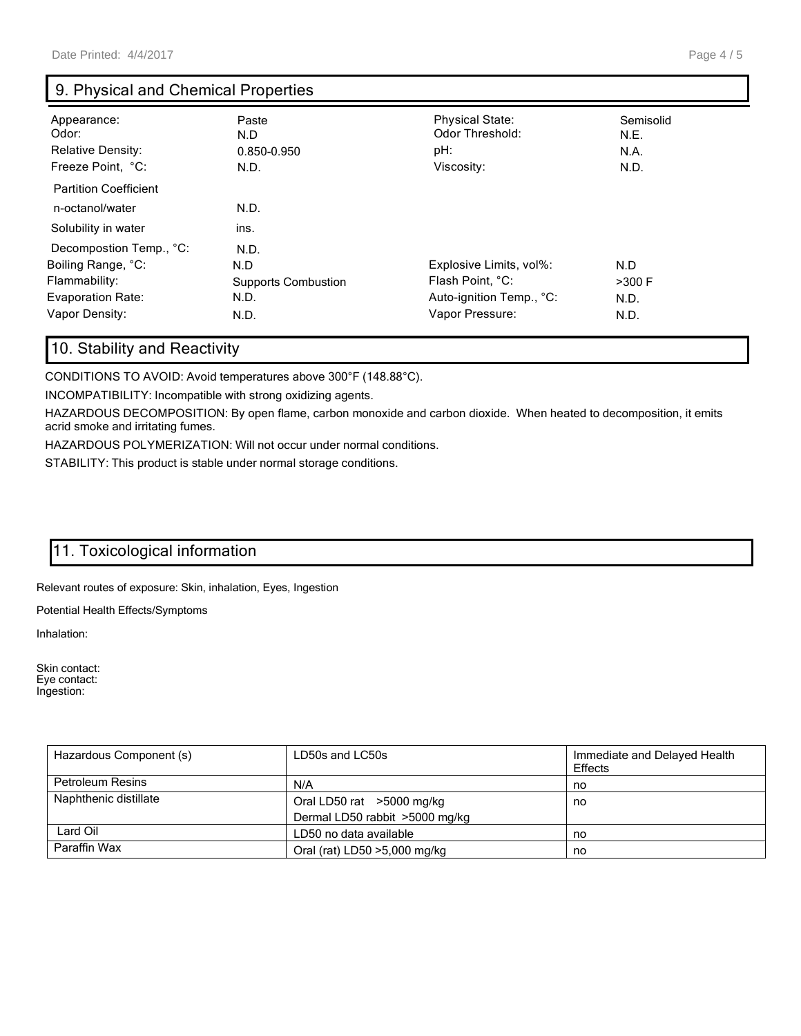## 9. Physical and Chemical Properties

| | | | |
|---|---|---|---|
| Appearance: | Paste | Physical State: | Semisolid |
| Odor: | N.D | Odor Threshold: | N.E. |
| Relative Density: | 0.850-0.950 | pH: | N.A. |
| Freeze Point, °C: | N.D. | Viscosity: | N.D. |
| Partition Coefficient | | | |
| n-octanol/water | N.D. | | |
| Solubility in water | ins. | | |
| Decompostion Temp., °C: | N.D. | | |
| Boiling Range, °C: | N.D | Explosive Limits, vol%: | N.D |
| Flammability: | Supports Combustion | Flash Point, °C: | >300 F |
| Evaporation Rate: | N.D. | Auto-ignition Temp., °C: | N.D. |
| Vapor Density: | N.D. | Vapor Pressure: | N.D. |

## 10. Stability and Reactivity

CONDITIONS TO AVOID: Avoid temperatures above 300°F (148.88°C).

INCOMPATIBILITY: Incompatible with strong oxidizing agents.

HAZARDOUS DECOMPOSITION: By open flame, carbon monoxide and carbon dioxide. When heated to decomposition, it emits acrid smoke and irritating fumes.

HAZARDOUS POLYMERIZATION: Will not occur under normal conditions.

STABILITY: This product is stable under normal storage conditions.

## 11. Toxicological information

Relevant routes of exposure: Skin, inhalation, Eyes, Ingestion

Potential Health Effects/Symptoms

Inhalation:

Skin contact:
Eye contact:
Ingestion:

| Hazardous Component (s) | LD50s and LC50s | Immediate and Delayed Health Effects |
|---|---|---|
| Petroleum Resins | N/A | no |
| Naphthenic distillate | Oral LD50 rat >5000 mg/kg<br>Dermal LD50 rabbit >5000 mg/kg | no |
| Lard Oil | LD50 no data available | no |
| Paraffin Wax | Oral (rat) LD50 >5,000 mg/kg | no |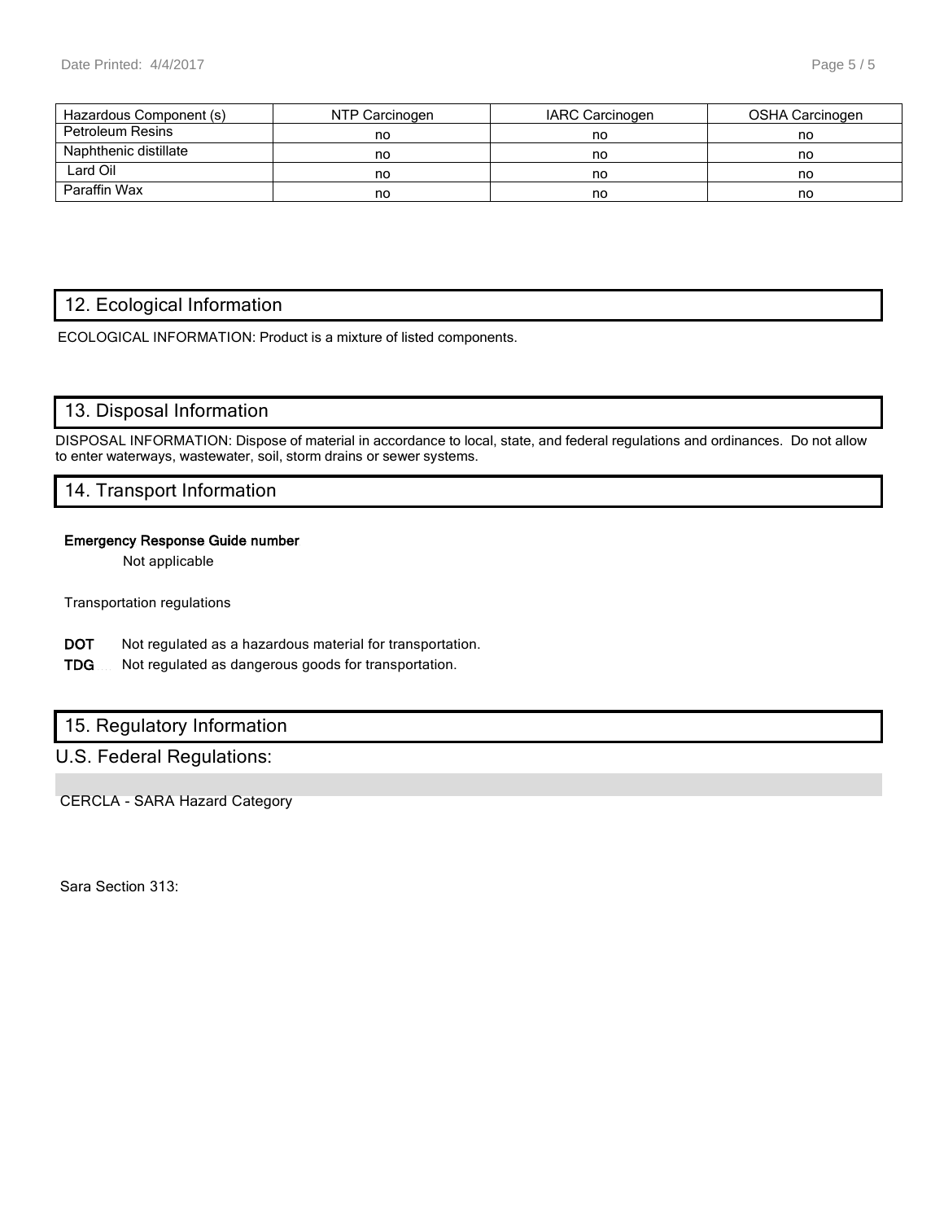| Hazardous Component (s) | NTP Carcinogen | IARC Carcinogen | OSHA Carcinogen |
|---|---|---|---|
| Petroleum Resins | no | no | no |
| Naphthenic distillate | no | no | no |
| Lard Oil | no | no | no |
| Paraffin Wax | no | no | no |

## 12. Ecological Information

ECOLOGICAL INFORMATION: Product is a mixture of listed components.

## 13. Disposal Information

DISPOSAL INFORMATION: Dispose of material in accordance to local, state, and federal regulations and ordinances. Do not allow to enter waterways, wastewater, soil, storm drains or sewer systems.

## 14. Transport Information

**Emergency Response Guide number**

Not applicable

Transportation regulations

**DOT** Not regulated as a hazardous material for transportation.

**TDG** Not regulated as dangerous goods for transportation.

## 15. Regulatory Information

### U.S. Federal Regulations:

CERCLA - SARA Hazard Category

Sara Section 313: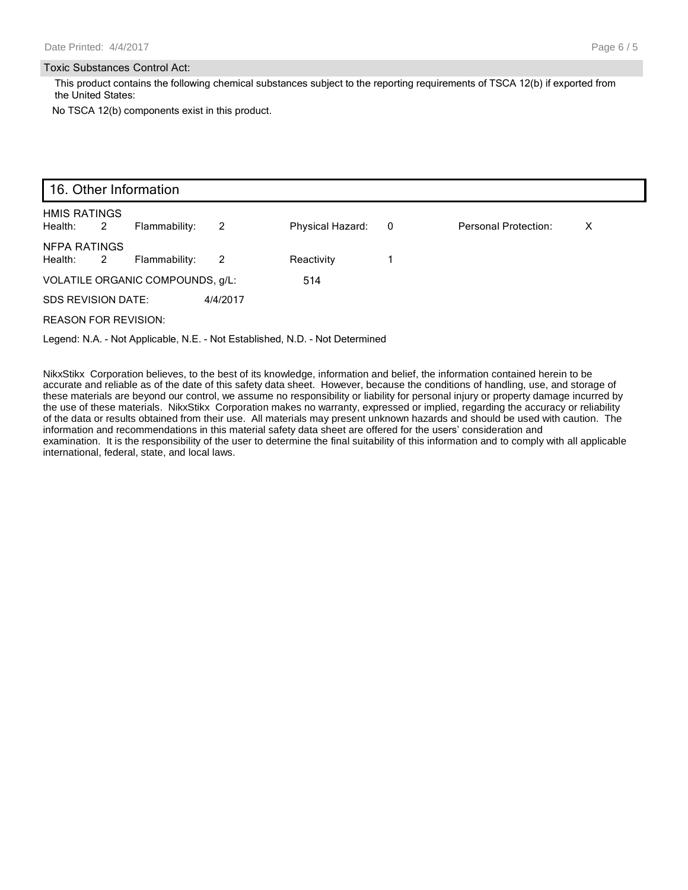Toxic Substances Control Act:

This product contains the following chemical substances subject to the reporting requirements of TSCA 12(b) if exported from the United States:

No TSCA 12(b) components exist in this product.

## 16. Other Information

HMIS RATINGS

| | | | | | | | |
|---|---|---|---|---|---|---|---|
| Health: | 2 | Flammability: | 2 | Physical Hazard: | 0 | Personal Protection: | X |

NFPA RATINGS

| | | | | | |
|---|---|---|---|---|---|
| Health: | 2 | Flammability: | 2 | Reactivity | 1 |

VOLATILE ORGANIC COMPOUNDS, g/L: 514

SDS REVISION DATE: 4/4/2017

REASON FOR REVISION:

Legend: N.A. - Not Applicable, N.E. - Not Established, N.D. - Not Determined

NikxStikx Corporation believes, to the best of its knowledge, information and belief, the information contained herein to be accurate and reliable as of the date of this safety data sheet. However, because the conditions of handling, use, and storage of these materials are beyond our control, we assume no responsibility or liability for personal injury or property damage incurred by the use of these materials. NikxStikx Corporation makes no warranty, expressed or implied, regarding the accuracy or reliability of the data or results obtained from their use. All materials may present unknown hazards and should be used with caution. The information and recommendations in this material safety data sheet are offered for the users' consideration and examination. It is the responsibility of the user to determine the final suitability of this information and to comply with all applicable international, federal, state, and local laws.